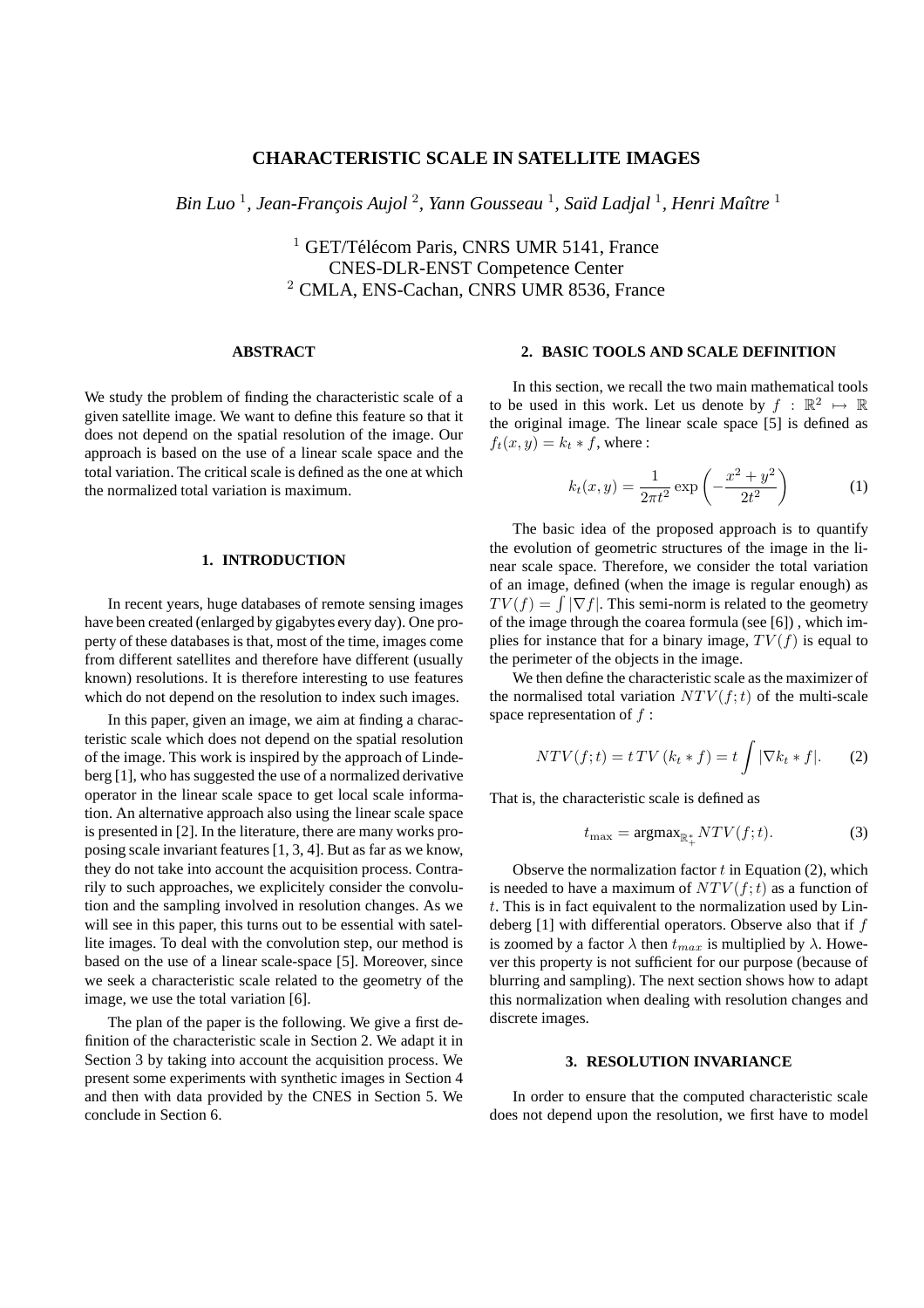# CHARACTERISTIC SCALE IN SATELLITE IMAGES

*Bin Luo* [1], *Jean-François Aujol* [2], *Yann Gousseau* [1], *Saïd Ladjal* [1], *Henri Maître* [1]

[1] GET/Télécom Paris, CNRS UMR 5141, France
CNES-DLR-ENST Competence Center
[2] CMLA, ENS-Cachan, CNRS UMR 8536, France

### ABSTRACT

We study the problem of finding the characteristic scale of a given satellite image. We want to define this feature so that it does not depend on the spatial resolution of the image. Our approach is based on the use of a linear scale space and the total variation. The critical scale is defined as the one at which the normalized total variation is maximum.

## 1. INTRODUCTION

In recent years, huge databases of remote sensing images have been created (enlarged by gigabytes every day). One property of these databases is that, most of the time, images come from different satellites and therefore have different (usually known) resolutions. It is therefore interesting to use features which do not depend on the resolution to index such images.

In this paper, given an image, we aim at finding a characteristic scale which does not depend on the spatial resolution of the image. This work is inspired by the approach of Lindeberg [1], who has suggested the use of a normalized derivative operator in the linear scale space to get local scale information. An alternative approach also using the linear scale space is presented in [2]. In the literature, there are many works proposing scale invariant features [1, 3, 4]. But as far as we know, they do not take into account the acquisition process. Contrarily to such approaches, we explicitely consider the convolution and the sampling involved in resolution changes. As we will see in this paper, this turns out to be essential with satellite images. To deal with the convolution step, our method is based on the use of a linear scale-space [5]. Moreover, since we seek a characteristic scale related to the geometry of the image, we use the total variation [6].

The plan of the paper is the following. We give a first definition of the characteristic scale in Section 2. We adapt it in Section 3 by taking into account the acquisition process. We present some experiments with synthetic images in Section 4 and then with data provided by the CNES in Section 5. We conclude in Section 6.

## 2. BASIC TOOLS AND SCALE DEFINITION

In this section, we recall the two main mathematical tools to be used in this work. Let us denote by $f : \mathbb{R}^2 \mapsto \mathbb{R}$ the original image. The linear scale space [5] is defined as $f_t(x, y) = k_t * f$, where :

$$k_t(x, y) = \frac{1}{2\pi t^2} \exp\left(-\frac{x^2 + y^2}{2t^2}\right) \tag{1}$$

The basic idea of the proposed approach is to quantify the evolution of geometric structures of the image in the linear scale space. Therefore, we consider the total variation of an image, defined (when the image is regular enough) as $TV(f) = \int |\nabla f|$. This semi-norm is related to the geometry of the image through the coarea formula (see [6]) , which implies for instance that for a binary image, $TV(f)$ is equal to the perimeter of the objects in the image.

We then define the characteristic scale as the maximizer of the normalised total variation $NTV(f;t)$ of the multi-scale space representation of $f$ :

$$NTV(f;t) = t\,TV\,(k_t * f) = t\int |\nabla k_t * f|. \tag{2}$$

That is, the characteristic scale is defined as

$$t_{\max} = \text{argmax}_{\mathbb{R}_+^*} NTV(f;t). \tag{3}$$

Observe the normalization factor $t$ in Equation (2), which is needed to have a maximum of $NTV(f;t)$ as a function of $t$. This is in fact equivalent to the normalization used by Lindeberg [1] with differential operators. Observe also that if $f$ is zoomed by a factor $\lambda$ then $t_{max}$ is multiplied by $\lambda$. However this property is not sufficient for our purpose (because of blurring and sampling). The next section shows how to adapt this normalization when dealing with resolution changes and discrete images.

## 3. RESOLUTION INVARIANCE

In order to ensure that the computed characteristic scale does not depend upon the resolution, we first have to model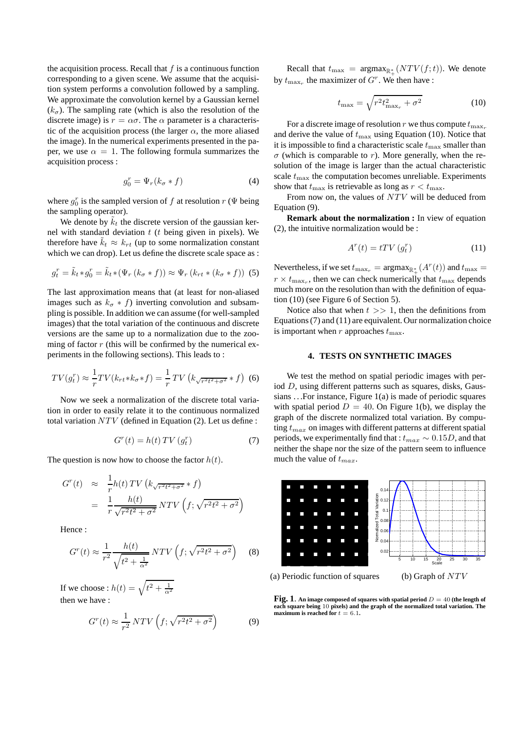the acquisition process. Recall that $f$ is a continuous function corresponding to a given scene. We assume that the acquisition system performs a convolution followed by a sampling. We approximate the convolution kernel by a Gaussian kernel ($k_\sigma$). The sampling rate (which is also the resolution of the discrete image) is $r = \alpha\sigma$. The $\alpha$ parameter is a characteristic of the acquisition process (the larger $\alpha$, the more aliased the image). In the numerical experiments presented in the paper, we use $\alpha = 1$. The following formula summarizes the acquisition process :

$$g_0^r = \Psi_r(k_\sigma * f) \tag{4}$$

where $g_0^r$ is the sampled version of $f$ at resolution $r$ ($\Psi$ being the sampling operator).

We denote by $\tilde{k}_t$ the discrete version of the gaussian kernel with standard deviation $t$ ($t$ being given in pixels). We therefore have $\tilde{k}_t \approx k_{rt}$ (up to some normalization constant which we can drop). Let us define the discrete scale space as :

$$g_t^r = \tilde{k}_t * g_0^r = \tilde{k}_t * (\Psi_r(k_\sigma * f)) \approx \Psi_r(k_{rt} * (k_\sigma * f)) \tag{5}$$

The last approximation means that (at least for non-aliased images such as $k_\sigma * f$) inverting convolution and subsampling is possible. In addition we can assume (for well-sampled images) that the total variation of the continuous and discrete versions are the same up to a normalization due to the zooming of factor $r$ (this will be confirmed by the numerical experiments in the following sections). This leads to :

$$TV(g_t^r) \approx \frac{1}{r} TV(k_{rt} * k_\sigma * f) = \frac{1}{r} TV\left(k_{\sqrt{r^2t^2+\sigma^2}} * f\right) \tag{6}$$

Now we seek a normalization of the discrete total variation in order to easily relate it to the continuous normalized total variation $NTV$ (defined in Equation (2). Let us define :

$$G^r(t) = h(t)\, TV(g_t^r) \tag{7}$$

The question is now how to choose the factor $h(t)$.

$$\begin{aligned} G^r(t) &\approx \frac{1}{r} h(t)\, TV\left(k_{\sqrt{r^2t^2+\sigma^2}} * f\right) \\ &= \frac{1}{r} \frac{h(t)}{\sqrt{r^2t^2+\sigma^2}} NTV\left(f; \sqrt{r^2t^2+\sigma^2}\right) \end{aligned}$$

Hence :

$$G^r(t) \approx \frac{1}{r^2} \frac{h(t)}{\sqrt{t^2 + \frac{1}{\alpha^2}}} NTV\left(f; \sqrt{r^2t^2+\sigma^2}\right) \tag{8}$$

If we choose : $h(t) = \sqrt{t^2 + \frac{1}{\alpha^2}}$
then we have :

$$G^r(t) \approx \frac{1}{r^2} NTV\left(f; \sqrt{r^2t^2+\sigma^2}\right) \tag{9}$$

Recall that $t_{\max} = \text{argmax}_{\mathbb{R}_+^*}(NTV(f;t))$. We denote by $t_{\max_r}$ the maximizer of $G^r$. We then have :

$$t_{\max} = \sqrt{r^2 t_{\max_r}^2 + \sigma^2} \tag{10}$$

For a discrete image of resolution $r$ we thus compute $t_{\max_r}$ and derive the value of $t_{\max}$ using Equation (10). Notice that it is impossible to find a characteristic scale $t_{\max}$ smaller than $\sigma$ (which is comparable to $r$). More generally, when the resolution of the image is larger than the actual characteristic scale $t_{\max}$ the computation becomes unreliable. Experiments show that $t_{\max}$ is retrievable as long as $r < t_{\max}$.

From now on, the values of $NTV$ will be deduced from Equation (9).

**Remark about the normalization :** In view of equation (2), the intuitive normalization would be :

$$A^r(t) = t TV(g_t^r) \tag{11}$$

Nevertheless, if we set $t_{\max_r} = \text{argmax}_{\mathbb{R}_+^*}(A^r(t))$ and $t_{\max} = r \times t_{\max_r}$, then we can check numerically that $t_{\max}$ depends much more on the resolution than with the definition of equation (10) (see Figure 6 of Section 5).

Notice also that when $t >> 1$, then the definitions from Equations (7) and (11) are equivalent. Our normalization choice is important when $r$ approaches $t_{\max}$.

## 4. TESTS ON SYNTHETIC IMAGES

We test the method on spatial periodic images with period $D$, using different patterns such as squares, disks, Gaussians …For instance, Figure 1(a) is made of periodic squares with spatial period $D = 40$. On Figure 1(b), we display the graph of the discrete normalized total variation. By computing $t_{max}$ on images with different patterns at different spatial periods, we experimentally find that : $t_{max} \sim 0.15D$, and that neither the shape nor the size of the pattern seem to influence much the value of $t_{max}$.

(a) Periodic function of squares (b) Graph of $NTV$

**Fig. 1**. **An image composed of squares with spatial period $D = 40$ (the length of each square being 10 pixels) and the graph of the normalized total variation. The maximum is reached for $t = 6.1$.**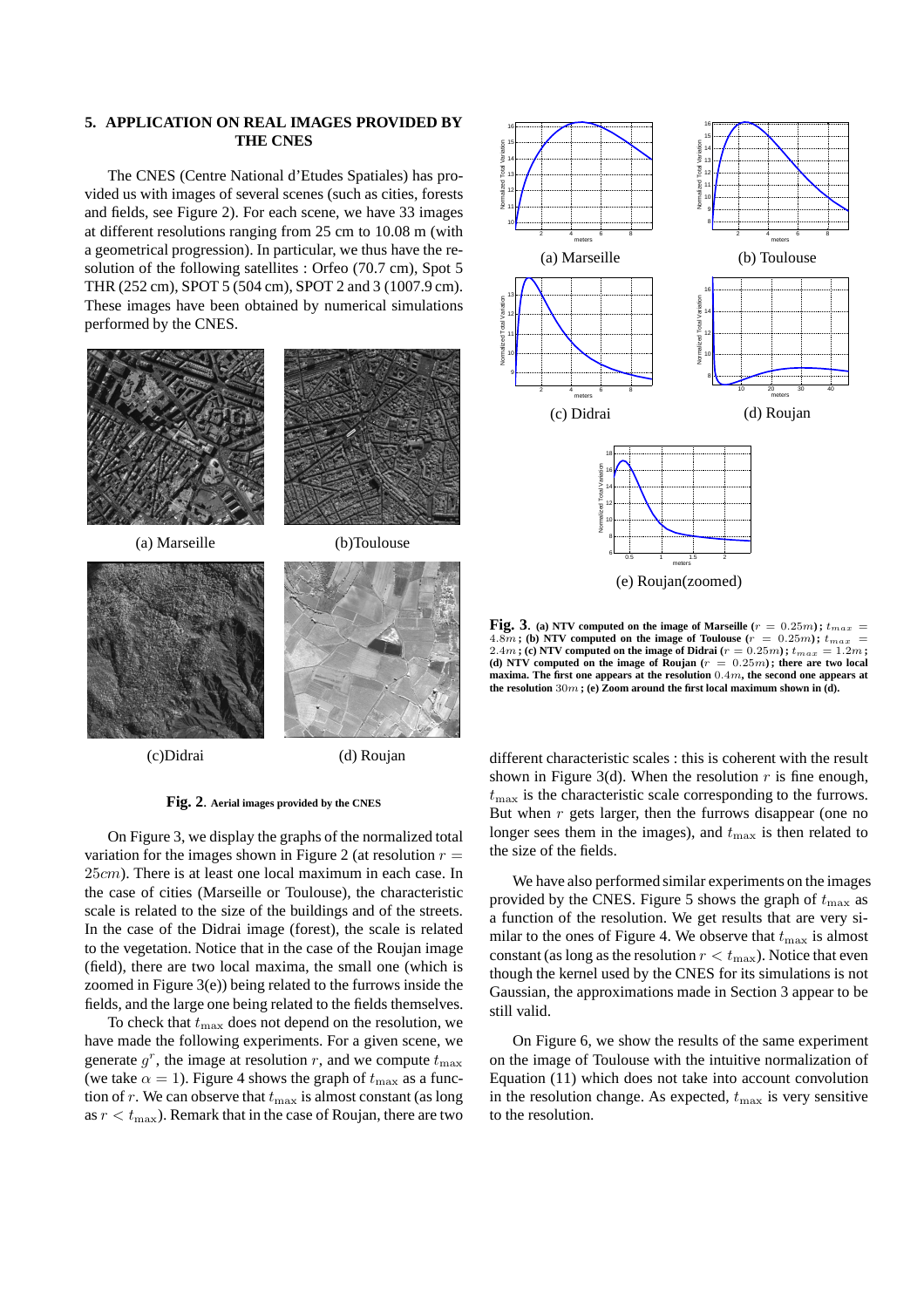## 5. APPLICATION ON REAL IMAGES PROVIDED BY THE CNES

The CNES (Centre National d'Etudes Spatiales) has provided us with images of several scenes (such as cities, forests and fields, see Figure 2). For each scene, we have 33 images at different resolutions ranging from 25 cm to 10.08 m (with a geometrical progression). In particular, we thus have the resolution of the following satellites : Orfeo (70.7 cm), Spot 5 THR (252 cm), SPOT 5 (504 cm), SPOT 2 and 3 (1007.9 cm). These images have been obtained by numerical simulations performed by the CNES.

(a) Marseille (b)Toulouse

(c)Didrai (d) Roujan

**Fig. 2.** Aerial images provided by the CNES

On Figure 3, we display the graphs of the normalized total variation for the images shown in Figure 2 (at resolution $r = 25cm$). There is at least one local maximum in each case. In the case of cities (Marseille or Toulouse), the characteristic scale is related to the size of the buildings and of the streets. In the case of the Didrai image (forest), the scale is related to the vegetation. Notice that in the case of the Roujan image (field), there are two local maxima, the small one (which is zoomed in Figure 3(e)) being related to the furrows inside the fields, and the large one being related to the fields themselves.

To check that $t_{\max}$ does not depend on the resolution, we have made the following experiments. For a given scene, we generate $g^r$, the image at resolution $r$, and we compute $t_{\max}$ (we take $\alpha = 1$). Figure 4 shows the graph of $t_{\max}$ as a function of $r$. We can observe that $t_{\max}$ is almost constant (as long as $r < t_{\max}$). Remark that in the case of Roujan, there are two different characteristic scales : this is coherent with the result shown in Figure 3(d). When the resolution $r$ is fine enough, $t_{\max}$ is the characteristic scale corresponding to the furrows. But when $r$ gets larger, then the furrows disappear (one no longer sees them in the images), and $t_{\max}$ is then related to the size of the fields.

(a) Marseille (b) Toulouse

(c) Didrai (d) Roujan

(e) Roujan(zoomed)

**Fig. 3.** (a) NTV computed on the image of Marseille ($r = 0.25m$); $t_{max} = 4.8m$; (b) NTV computed on the image of Toulouse ($r = 0.25m$); $t_{max} = 2.4m$; (c) NTV computed on the image of Didrai ($r = 0.25m$); $t_{max} = 1.2m$; (d) NTV computed on the image of Roujan ($r = 0.25m$); there are two local maxima. The first one appears at the resolution $0.4m$, the second one appears at the resolution $30m$; (e) Zoom around the first local maximum shown in (d).

We have also performed similar experiments on the images provided by the CNES. Figure 5 shows the graph of $t_{\max}$ as a function of the resolution. We get results that are very similar to the ones of Figure 4. We observe that $t_{\max}$ is almost constant (as long as the resolution $r < t_{\max}$). Notice that even though the kernel used by the CNES for its simulations is not Gaussian, the approximations made in Section 3 appear to be still valid.

On Figure 6, we show the results of the same experiment on the image of Toulouse with the intuitive normalization of Equation (11) which does not take into account convolution in the resolution change. As expected, $t_{\max}$ is very sensitive to the resolution.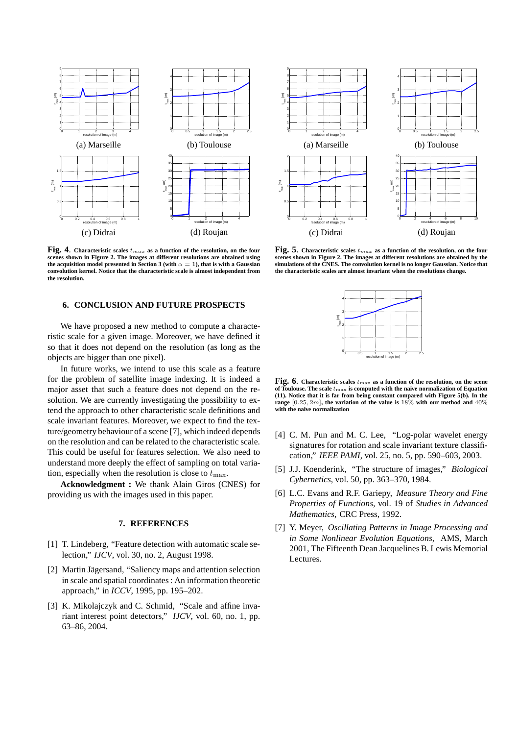$t_{max}$ (m)

resolution of image (m)

(a) Marseille

(b) Toulouse

(c) Didrai

(d) Roujan

**Fig. 4**. **Characteristic scales $t_{max}$ as a function of the resolution, on the four scenes shown in Figure 2. The images at different resolutions are obtained using the acquisition model presented in Section 3 (with $\alpha = 1$), that is with a Gaussian convolution kernel. Notice that the characteristic scale is almost independent from the resolution.**

$t_{max}$ (m)

resolution of image (m)

(a) Marseille

(b) Toulouse

(c) Didrai

(d) Roujan

**Fig. 5**. **Characteristic scales $t_{max}$ as a function of the resolution, on the four scenes shown in Figure 2. The images at different resolutions are obtained by the simulations of the CNES. The convolution kernel is no longer Gaussian. Notice that the characteristic scales are almost invariant when the resolutions change.**

$t_{max}$ (m)

resolution of image (m)

**Fig. 6**. **Characteristic scales $t_{\max}$ as a function of the resolution, on the scene of Toulouse. The scale $t_{\max}$ is computed with the naive normalization of Equation (11). Notice that it is far from being constant compared with Figure 5(b). In the range $[0.25, 2m]$, the variation of the value is $18\%$ with our method and $40\%$ with the naive normalization**

## 6. CONCLUSION AND FUTURE PROSPECTS

We have proposed a new method to compute a characteristic scale for a given image. Moreover, we have defined it so that it does not depend on the resolution (as long as the objects are bigger than one pixel).

In future works, we intend to use this scale as a feature for the problem of satellite image indexing. It is indeed a major asset that such a feature does not depend on the resolution. We are currently investigating the possibility to extend the approach to other characteristic scale definitions and scale invariant features. Moreover, we expect to find the texture/geometry behaviour of a scene [7], which indeed depends on the resolution and can be related to the characteristic scale. This could be useful for features selection. We also need to understand more deeply the effect of sampling on total variation, especially when the resolution is close to $t_{\max}$.

**Acknowledgment :** We thank Alain Giros (CNES) for providing us with the images used in this paper.

## 7. REFERENCES

[1] T. Lindeberg, "Feature detection with automatic scale selection," *IJCV*, vol. 30, no. 2, August 1998.

[2] Martin Jägersand, "Saliency maps and attention selection in scale and spatial coordinates : An information theoretic approach," in *ICCV*, 1995, pp. 195–202.

[3] K. Mikolajczyk and C. Schmid, "Scale and affine invariant interest point detectors," *IJCV*, vol. 60, no. 1, pp. 63–86, 2004.

[4] C. M. Pun and M. C. Lee, "Log-polar wavelet energy signatures for rotation and scale invariant texture classification," *IEEE PAMI*, vol. 25, no. 5, pp. 590–603, 2003.

[5] J.J. Koenderink, "The structure of images," *Biological Cybernetics*, vol. 50, pp. 363–370, 1984.

[6] L.C. Evans and R.F. Gariepy, *Measure Theory and Fine Properties of Functions*, vol. 19 of *Studies in Advanced Mathematics*, CRC Press, 1992.

[7] Y. Meyer, *Oscillating Patterns in Image Processing and in Some Nonlinear Evolution Equations*, AMS, March 2001, The Fifteenth Dean Jacquelines B. Lewis Memorial Lectures.